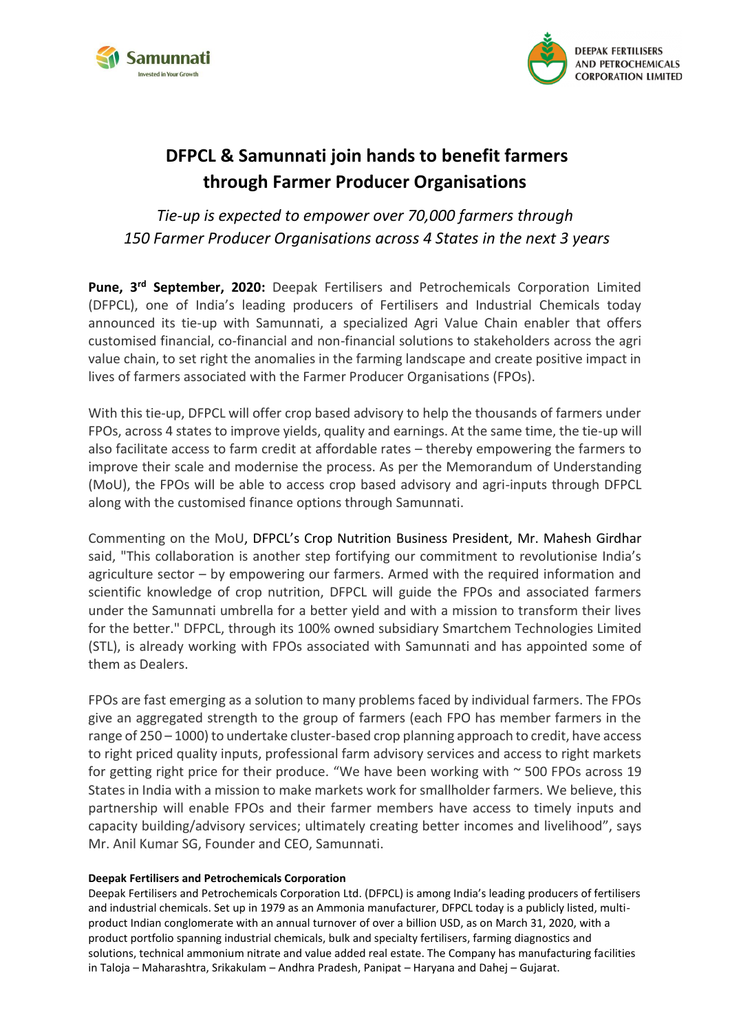# DFPCL & Samunnati join hands to benefit farmers through Farmer Producer Organisations

*Tie-up is expected to empower over 70,000 farmers through 150 Farmer Producer Organisations across 4 States in the next 3 years*

**Pune, 3rd September, 2020:** Deepak Fertilisers and Petrochemicals Corporation Limited (DFPCL), one of India's leading producers of Fertilisers and Industrial Chemicals today announced its tie-up with Samunnati, a specialized Agri Value Chain enabler that offers customised financial, co-financial and non-financial solutions to stakeholders across the agri value chain, to set right the anomalies in the farming landscape and create positive impact in lives of farmers associated with the Farmer Producer Organisations (FPOs).

With this tie-up, DFPCL will offer crop based advisory to help the thousands of farmers under FPOs, across 4 states to improve yields, quality and earnings. At the same time, the tie-up will also facilitate access to farm credit at affordable rates – thereby empowering the farmers to improve their scale and modernise the process. As per the Memorandum of Understanding (MoU), the FPOs will be able to access crop based advisory and agri-inputs through DFPCL along with the customised finance options through Samunnati.

Commenting on the MoU, DFPCL's Crop Nutrition Business President, Mr. Mahesh Girdhar said, "This collaboration is another step fortifying our commitment to revolutionise India's agriculture sector – by empowering our farmers. Armed with the required information and scientific knowledge of crop nutrition, DFPCL will guide the FPOs and associated farmers under the Samunnati umbrella for a better yield and with a mission to transform their lives for the better." DFPCL, through its 100% owned subsidiary Smartchem Technologies Limited (STL), is already working with FPOs associated with Samunnati and has appointed some of them as Dealers.

FPOs are fast emerging as a solution to many problems faced by individual farmers. The FPOs give an aggregated strength to the group of farmers (each FPO has member farmers in the range of 250 – 1000) to undertake cluster-based crop planning approach to credit, have access to right priced quality inputs, professional farm advisory services and access to right markets for getting right price for their produce. "We have been working with ~ 500 FPOs across 19 States in India with a mission to make markets work for smallholder farmers. We believe, this partnership will enable FPOs and their farmer members have access to timely inputs and capacity building/advisory services; ultimately creating better incomes and livelihood", says Mr. Anil Kumar SG, Founder and CEO, Samunnati.

**Deepak Fertilisers and Petrochemicals Corporation**

Deepak Fertilisers and Petrochemicals Corporation Ltd. (DFPCL) is among India's leading producers of fertilisers and industrial chemicals. Set up in 1979 as an Ammonia manufacturer, DFPCL today is a publicly listed, multi-product Indian conglomerate with an annual turnover of over a billion USD, as on March 31, 2020, with a product portfolio spanning industrial chemicals, bulk and specialty fertilisers, farming diagnostics and solutions, technical ammonium nitrate and value added real estate. The Company has manufacturing facilities in Taloja – Maharashtra, Srikakulam – Andhra Pradesh, Panipat – Haryana and Dahej – Gujarat.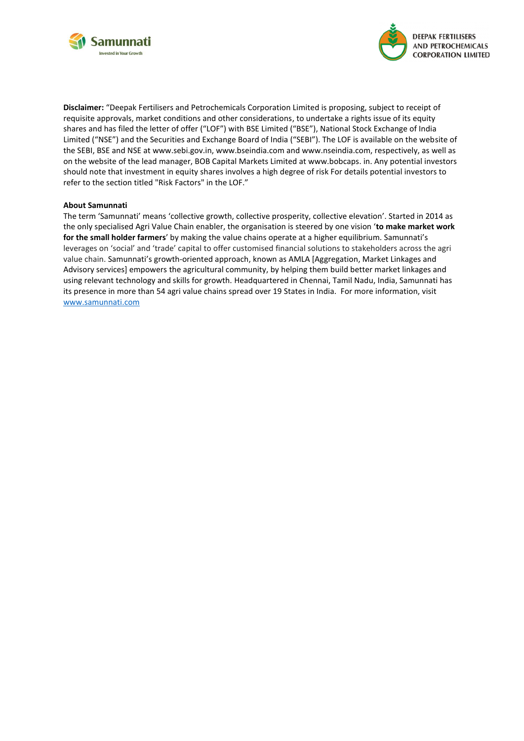**Disclaimer:** "Deepak Fertilisers and Petrochemicals Corporation Limited is proposing, subject to receipt of requisite approvals, market conditions and other considerations, to undertake a rights issue of its equity shares and has filed the letter of offer ("LOF") with BSE Limited ("BSE"), National Stock Exchange of India Limited ("NSE") and the Securities and Exchange Board of India ("SEBI"). The LOF is available on the website of the SEBI, BSE and NSE at www.sebi.gov.in, www.bseindia.com and www.nseindia.com, respectively, as well as on the website of the lead manager, BOB Capital Markets Limited at www.bobcaps. in. Any potential investors should note that investment in equity shares involves a high degree of risk For details potential investors to refer to the section titled "Risk Factors" in the LOF."

**About Samunnati**

The term 'Samunnati' means 'collective growth, collective prosperity, collective elevation'. Started in 2014 as the only specialised Agri Value Chain enabler, the organisation is steered by one vision '**to make market work for the small holder farmers**' by making the value chains operate at a higher equilibrium. Samunnati's leverages on 'social' and 'trade' capital to offer customised financial solutions to stakeholders across the agri value chain. Samunnati's growth-oriented approach, known as AMLA [Aggregation, Market Linkages and Advisory services] empowers the agricultural community, by helping them build better market linkages and using relevant technology and skills for growth. Headquartered in Chennai, Tamil Nadu, India, Samunnati has its presence in more than 54 agri value chains spread over 19 States in India. For more information, visit www.samunnati.com